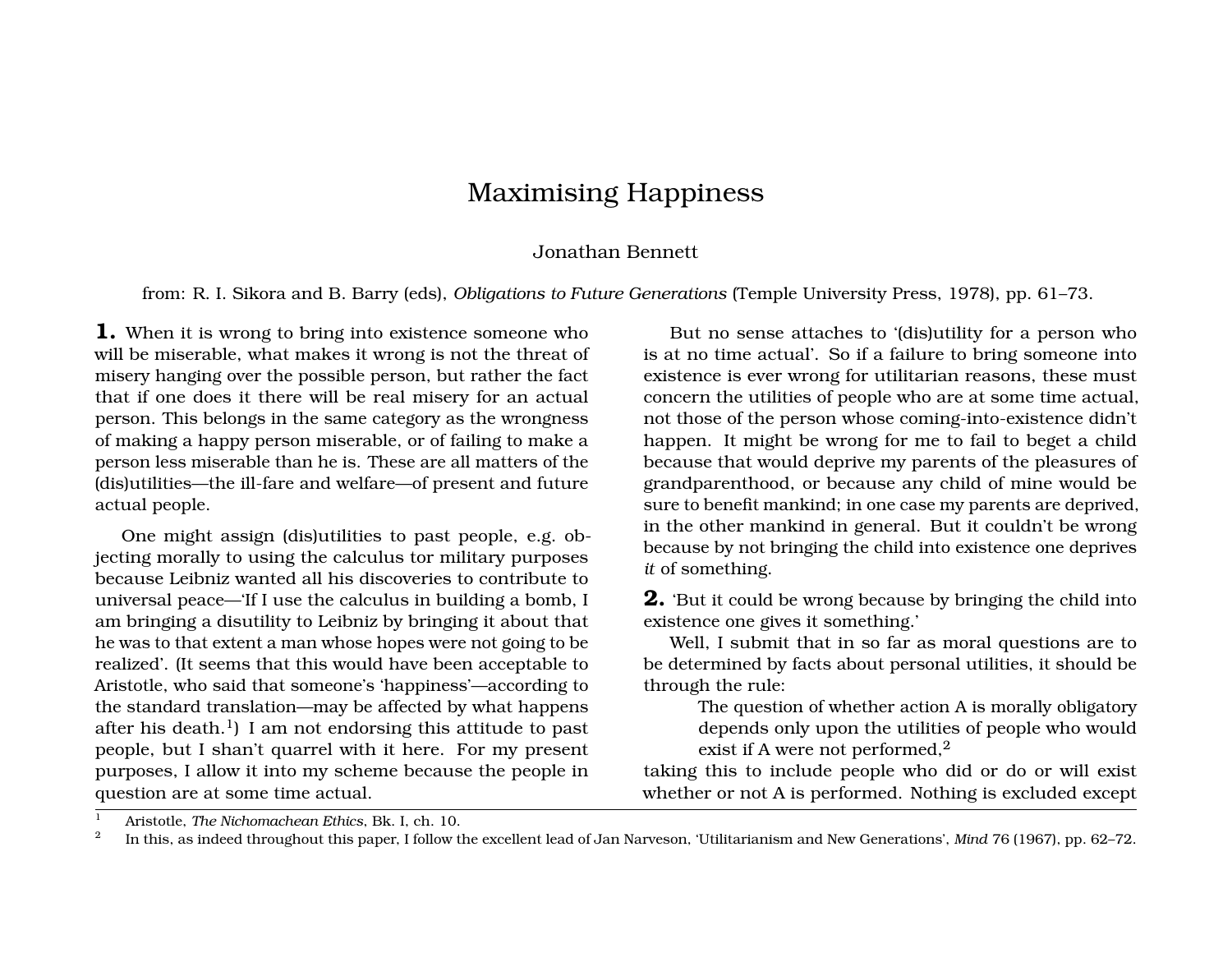# Maximising Happiness

Jonathan Bennett

from: R. I. Sikora and B. Barry (eds), *Obligations to Future Generations* (Temple University Press, 1978), pp. 61–73.

**1.** When it is wrong to bring into existence someone who will be miserable, what makes it wrong is not the threat of misery hanging over the possible person, but rather the fact that if one does it there will be real misery for an actual person. This belongs in the same category as the wrongness of making a happy person miserable, or of failing to make a person less miserable than he is. These are all matters of the (dis)utilities—the ill-fare and welfare—of present and future actual people.

One might assign (dis)utilities to past people, e.g. objecting morally to using the calculus tor military purposes because Leibniz wanted all his discoveries to contribute to universal peace—'If I use the calculus in building a bomb, I am bringing a disutility to Leibniz by bringing it about that he was to that extent a man whose hopes were not going to be realized'. (It seems that this would have been acceptable to Aristotle, who said that someone's 'happiness'—according to the standard translation—may be affected by what happens after his death.[1]) I am not endorsing this attitude to past people, but I shan't quarrel with it here. For my present purposes, I allow it into my scheme because the people in question are at some time actual.

But no sense attaches to '(dis)utility for a person who is at no time actual'. So if a failure to bring someone into existence is ever wrong for utilitarian reasons, these must concern the utilities of people who are at some time actual, not those of the person whose coming-into-existence didn't happen. It might be wrong for me to fail to beget a child because that would deprive my parents of the pleasures of grandparenthood, or because any child of mine would be sure to benefit mankind; in one case my parents are deprived, in the other mankind in general. But it couldn't be wrong because by not bringing the child into existence one deprives *it* of something.

**2.** 'But it could be wrong because by bringing the child into existence one gives it something.'

Well, I submit that in so far as moral questions are to be determined by facts about personal utilities, it should be through the rule:

> The question of whether action A is morally obligatory depends only upon the utilities of people who would exist if A were not performed,[2]

taking this to include people who did or do or will exist whether or not A is performed. Nothing is excluded except

[1] Aristotle, *The Nichomachean Ethics*, Bk. I, ch. 10.

[2] In this, as indeed throughout this paper, I follow the excellent lead of Jan Narveson, 'Utilitarianism and New Generations', *Mind* 76 (1967), pp. 62–72.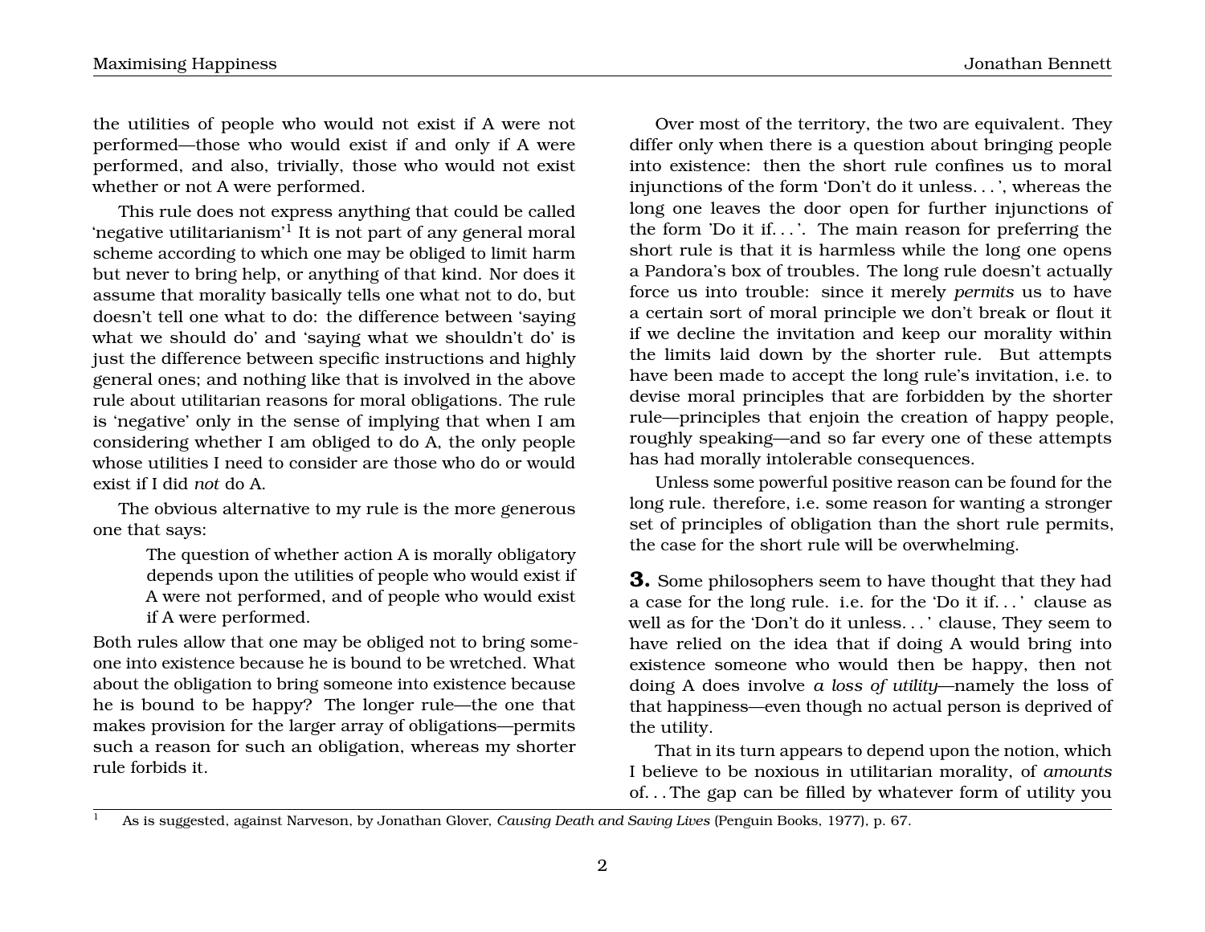the utilities of people who would not exist if A were not performed—those who would exist if and only if A were performed, and also, trivially, those who would not exist whether or not A were performed.

This rule does not express anything that could be called 'negative utilitarianism'[1] It is not part of any general moral scheme according to which one may be obliged to limit harm but never to bring help, or anything of that kind. Nor does it assume that morality basically tells one what not to do, but doesn't tell one what to do: the difference between 'saying what we should do' and 'saying what we shouldn't do' is just the difference between specific instructions and highly general ones; and nothing like that is involved in the above rule about utilitarian reasons for moral obligations. The rule is 'negative' only in the sense of implying that when I am considering whether I am obliged to do A, the only people whose utilities I need to consider are those who do or would exist if I did *not* do A.

The obvious alternative to my rule is the more generous one that says:

> The question of whether action A is morally obligatory depends upon the utilities of people who would exist if A were not performed, and of people who would exist if A were performed.

Both rules allow that one may be obliged not to bring someone into existence because he is bound to be wretched. What about the obligation to bring someone into existence because he is bound to be happy? The longer rule—the one that makes provision for the larger array of obligations—permits such a reason for such an obligation, whereas my shorter rule forbids it.

Over most of the territory, the two are equivalent. They differ only when there is a question about bringing people into existence: then the short rule confines us to moral injunctions of the form 'Don't do it unless. . . ', whereas the long one leaves the door open for further injunctions of the form 'Do it if. . . '. The main reason for preferring the short rule is that it is harmless while the long one opens a Pandora's box of troubles. The long rule doesn't actually force us into trouble: since it merely *permits* us to have a certain sort of moral principle we don't break or flout it if we decline the invitation and keep our morality within the limits laid down by the shorter rule. But attempts have been made to accept the long rule's invitation, i.e. to devise moral principles that are forbidden by the shorter rule—principles that enjoin the creation of happy people, roughly speaking—and so far every one of these attempts has had morally intolerable consequences.

Unless some powerful positive reason can be found for the long rule. therefore, i.e. some reason for wanting a stronger set of principles of obligation than the short rule permits, the case for the short rule will be overwhelming.

**3.** Some philosophers seem to have thought that they had a case for the long rule. i.e. for the 'Do it if. . . ' clause as well as for the 'Don't do it unless. . . ' clause, They seem to have relied on the idea that if doing A would bring into existence someone who would then be happy, then not doing A does involve *a loss of utility*—namely the loss of that happiness—even though no actual person is deprived of the utility.

That in its turn appears to depend upon the notion, which I believe to be noxious in utilitarian morality, of *amounts* of. . . The gap can be filled by whatever form of utility you

[1] As is suggested, against Narveson, by Jonathan Glover, *Causing Death and Saving Lives* (Penguin Books, 1977), p. 67.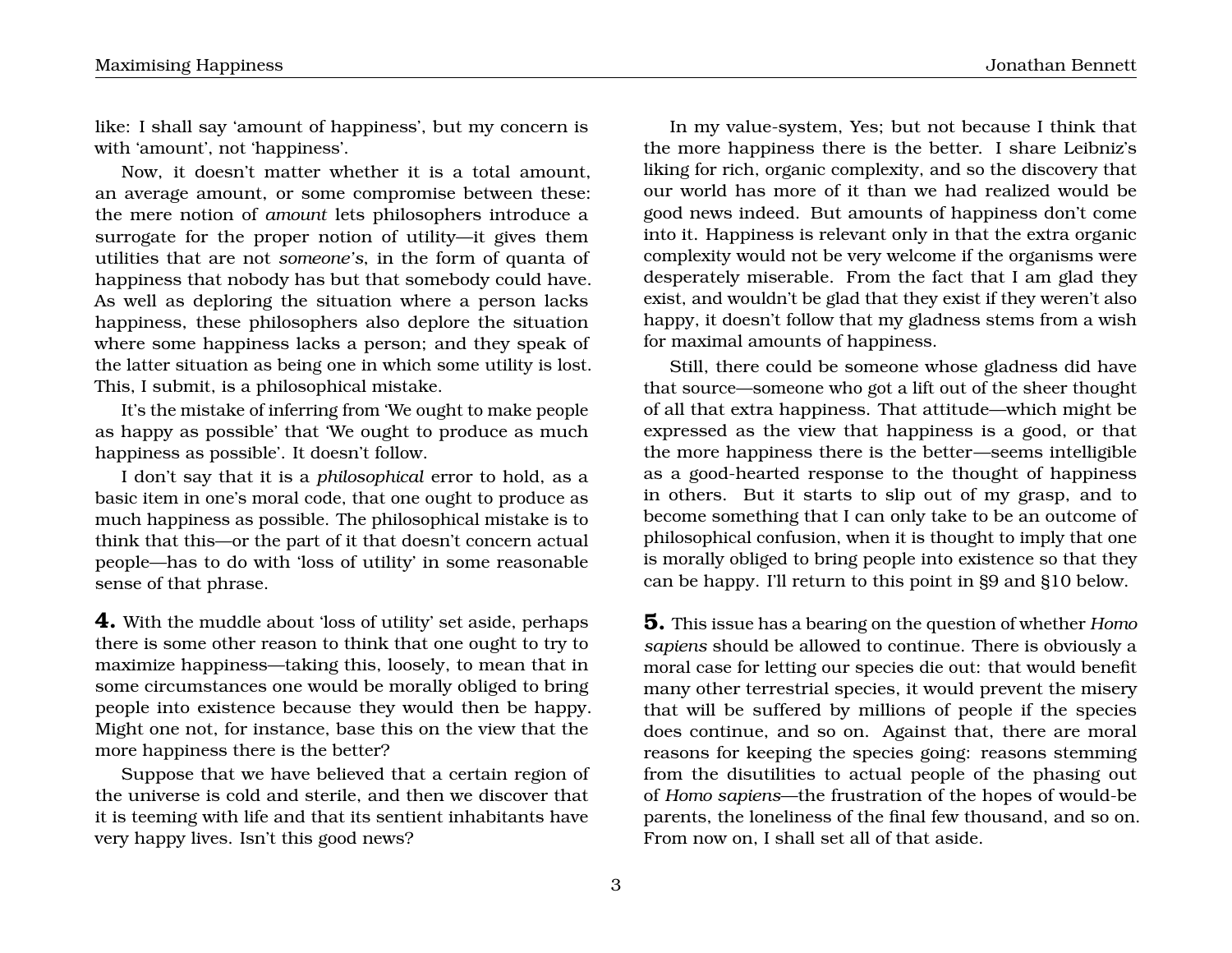like: I shall say 'amount of happiness', but my concern is with 'amount', not 'happiness'.

Now, it doesn't matter whether it is a total amount, an average amount, or some compromise between these: the mere notion of *amount* lets philosophers introduce a surrogate for the proper notion of utility—it gives them utilities that are not *someone's*, in the form of quanta of happiness that nobody has but that somebody could have. As well as deploring the situation where a person lacks happiness, these philosophers also deplore the situation where some happiness lacks a person; and they speak of the latter situation as being one in which some utility is lost. This, I submit, is a philosophical mistake.

It's the mistake of inferring from 'We ought to make people as happy as possible' that 'We ought to produce as much happiness as possible'. It doesn't follow.

I don't say that it is a *philosophical* error to hold, as a basic item in one's moral code, that one ought to produce as much happiness as possible. The philosophical mistake is to think that this—or the part of it that doesn't concern actual people—has to do with 'loss of utility' in some reasonable sense of that phrase.

**4.** With the muddle about 'loss of utility' set aside, perhaps there is some other reason to think that one ought to try to maximize happiness—taking this, loosely, to mean that in some circumstances one would be morally obliged to bring people into existence because they would then be happy. Might one not, for instance, base this on the view that the more happiness there is the better?

Suppose that we have believed that a certain region of the universe is cold and sterile, and then we discover that it is teeming with life and that its sentient inhabitants have very happy lives. Isn't this good news?

In my value-system, Yes; but not because I think that the more happiness there is the better. I share Leibniz's liking for rich, organic complexity, and so the discovery that our world has more of it than we had realized would be good news indeed. But amounts of happiness don't come into it. Happiness is relevant only in that the extra organic complexity would not be very welcome if the organisms were desperately miserable. From the fact that I am glad they exist, and wouldn't be glad that they exist if they weren't also happy, it doesn't follow that my gladness stems from a wish for maximal amounts of happiness.

Still, there could be someone whose gladness did have that source—someone who got a lift out of the sheer thought of all that extra happiness. That attitude—which might be expressed as the view that happiness is a good, or that the more happiness there is the better—seems intelligible as a good-hearted response to the thought of happiness in others. But it starts to slip out of my grasp, and to become something that I can only take to be an outcome of philosophical confusion, when it is thought to imply that one is morally obliged to bring people into existence so that they can be happy. I'll return to this point in §9 and §10 below.

**5.** This issue has a bearing on the question of whether *Homo sapiens* should be allowed to continue. There is obviously a moral case for letting our species die out: that would benefit many other terrestrial species, it would prevent the misery that will be suffered by millions of people if the species does continue, and so on. Against that, there are moral reasons for keeping the species going: reasons stemming from the disutilities to actual people of the phasing out of *Homo sapiens*—the frustration of the hopes of would-be parents, the loneliness of the final few thousand, and so on. From now on, I shall set all of that aside.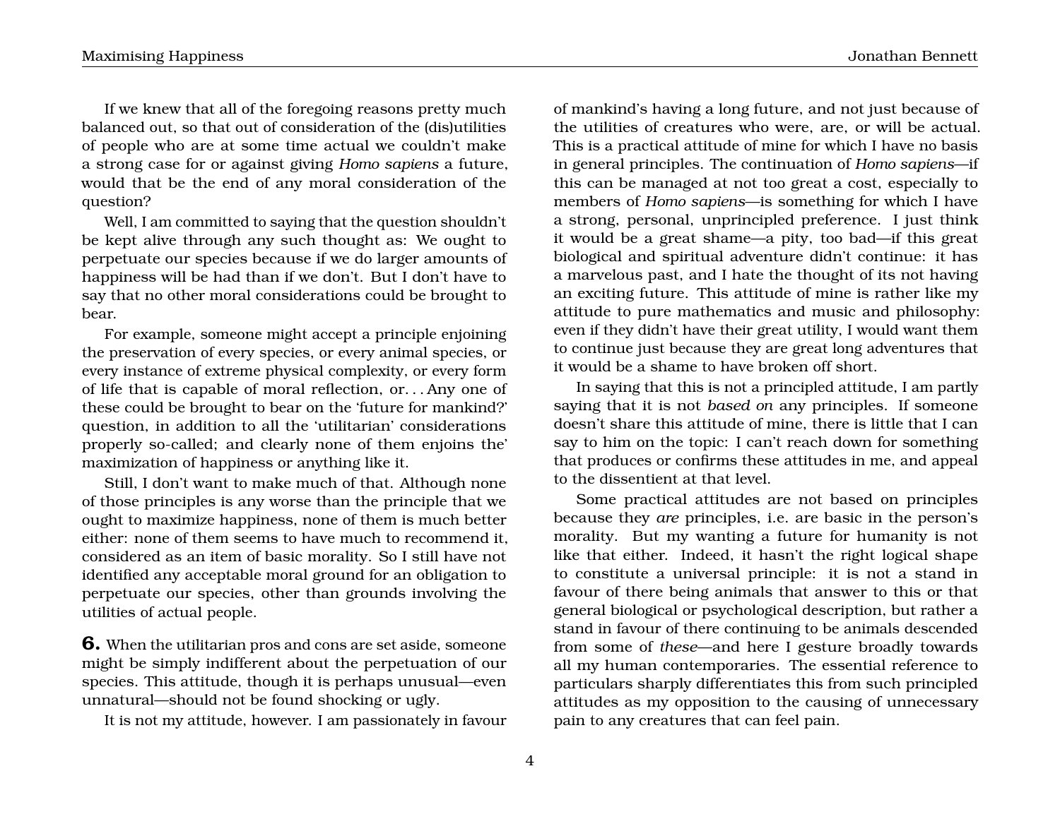If we knew that all of the foregoing reasons pretty much balanced out, so that out of consideration of the (dis)utilities of people who are at some time actual we couldn't make a strong case for or against giving *Homo sapiens* a future, would that be the end of any moral consideration of the question?

Well, I am committed to saying that the question shouldn't be kept alive through any such thought as: We ought to perpetuate our species because if we do larger amounts of happiness will be had than if we don't. But I don't have to say that no other moral considerations could be brought to bear.

For example, someone might accept a principle enjoining the preservation of every species, or every animal species, or every instance of extreme physical complexity, or every form of life that is capable of moral reflection, or. . . Any one of these could be brought to bear on the 'future for mankind?' question, in addition to all the 'utilitarian' considerations properly so-called; and clearly none of them enjoins the' maximization of happiness or anything like it.

Still, I don't want to make much of that. Although none of those principles is any worse than the principle that we ought to maximize happiness, none of them is much better either: none of them seems to have much to recommend it, considered as an item of basic morality. So I still have not identified any acceptable moral ground for an obligation to perpetuate our species, other than grounds involving the utilities of actual people.

**6.** When the utilitarian pros and cons are set aside, someone might be simply indifferent about the perpetuation of our species. This attitude, though it is perhaps unusual—even unnatural—should not be found shocking or ugly.

It is not my attitude, however. I am passionately in favour of mankind's having a long future, and not just because of the utilities of creatures who were, are, or will be actual. This is a practical attitude of mine for which I have no basis in general principles. The continuation of *Homo sapiens*—if this can be managed at not too great a cost, especially to members of *Homo sapiens*—is something for which I have a strong, personal, unprincipled preference. I just think it would be a great shame—a pity, too bad—if this great biological and spiritual adventure didn't continue: it has a marvelous past, and I hate the thought of its not having an exciting future. This attitude of mine is rather like my attitude to pure mathematics and music and philosophy: even if they didn't have their great utility, I would want them to continue just because they are great long adventures that it would be a shame to have broken off short.

In saying that this is not a principled attitude, I am partly saying that it is not *based on* any principles. If someone doesn't share this attitude of mine, there is little that I can say to him on the topic: I can't reach down for something that produces or confirms these attitudes in me, and appeal to the dissentient at that level.

Some practical attitudes are not based on principles because they *are* principles, i.e. are basic in the person's morality. But my wanting a future for humanity is not like that either. Indeed, it hasn't the right logical shape to constitute a universal principle: it is not a stand in favour of there being animals that answer to this or that general biological or psychological description, but rather a stand in favour of there continuing to be animals descended from some of *these*—and here I gesture broadly towards all my human contemporaries. The essential reference to particulars sharply differentiates this from such principled attitudes as my opposition to the causing of unnecessary pain to any creatures that can feel pain.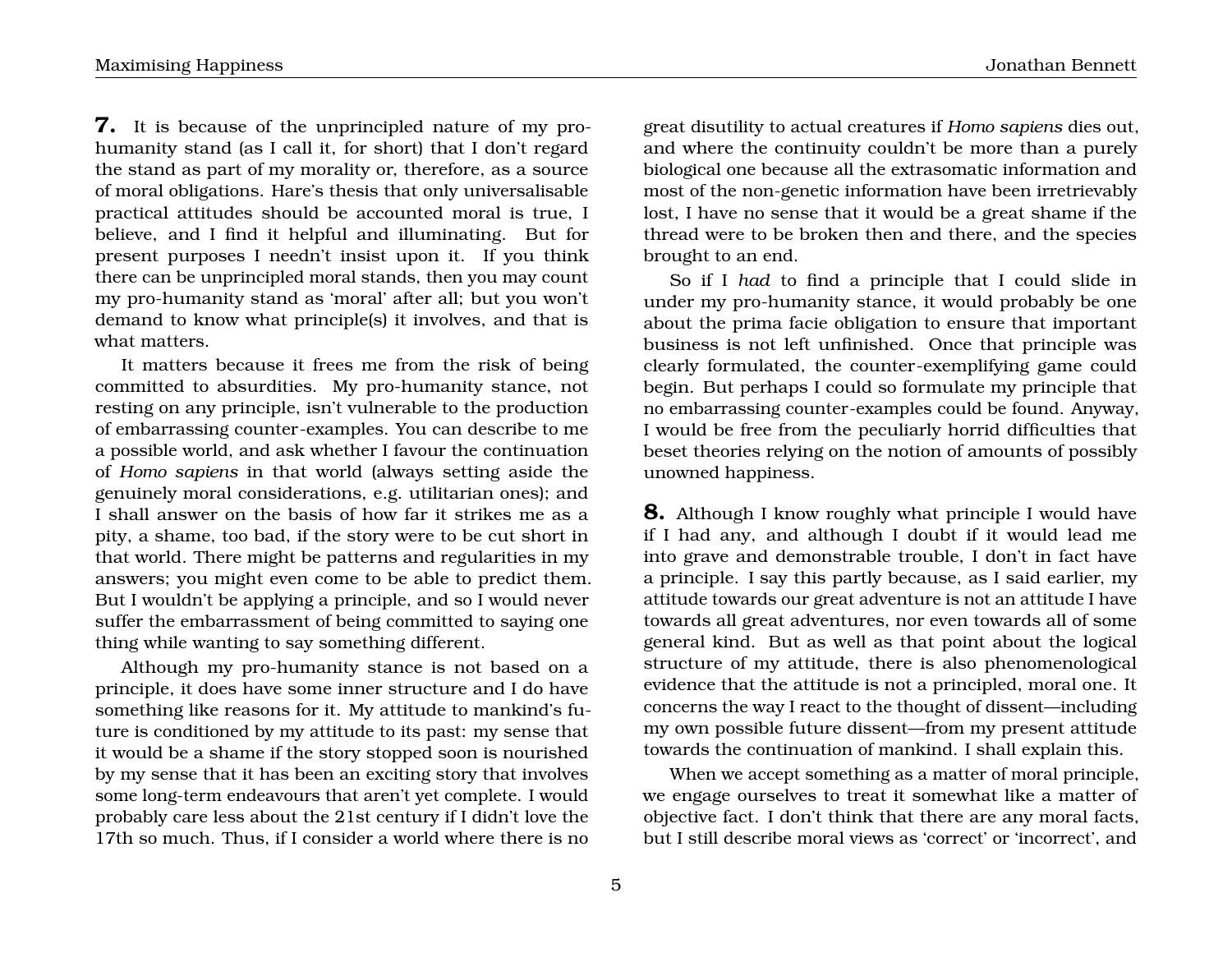**7.** It is because of the unprincipled nature of my pro-humanity stand (as I call it, for short) that I don't regard the stand as part of my morality or, therefore, as a source of moral obligations. Hare's thesis that only universalisable practical attitudes should be accounted moral is true, I believe, and I find it helpful and illuminating. But for present purposes I needn't insist upon it. If you think there can be unprincipled moral stands, then you may count my pro-humanity stand as 'moral' after all; but you won't demand to know what principle(s) it involves, and that is what matters.

It matters because it frees me from the risk of being committed to absurdities. My pro-humanity stance, not resting on any principle, isn't vulnerable to the production of embarrassing counter-examples. You can describe to me a possible world, and ask whether I favour the continuation of *Homo sapiens* in that world (always setting aside the genuinely moral considerations, e.g. utilitarian ones); and I shall answer on the basis of how far it strikes me as a pity, a shame, too bad, if the story were to be cut short in that world. There might be patterns and regularities in my answers; you might even come to be able to predict them. But I wouldn't be applying a principle, and so I would never suffer the embarrassment of being committed to saying one thing while wanting to say something different.

Although my pro-humanity stance is not based on a principle, it does have some inner structure and I do have something like reasons for it. My attitude to mankind's future is conditioned by my attitude to its past: my sense that it would be a shame if the story stopped soon is nourished by my sense that it has been an exciting story that involves some long-term endeavours that aren't yet complete. I would probably care less about the 21st century if I didn't love the 17th so much. Thus, if I consider a world where there is no great disutility to actual creatures if *Homo sapiens* dies out, and where the continuity couldn't be more than a purely biological one because all the extrasomatic information and most of the non-genetic information have been irretrievably lost, I have no sense that it would be a great shame if the thread were to be broken then and there, and the species brought to an end.

So if I *had* to find a principle that I could slide in under my pro-humanity stance, it would probably be one about the prima facie obligation to ensure that important business is not left unfinished. Once that principle was clearly formulated, the counter-exemplifying game could begin. But perhaps I could so formulate my principle that no embarrassing counter-examples could be found. Anyway, I would be free from the peculiarly horrid difficulties that beset theories relying on the notion of amounts of possibly unowned happiness.

**8.** Although I know roughly what principle I would have if I had any, and although I doubt if it would lead me into grave and demonstrable trouble, I don't in fact have a principle. I say this partly because, as I said earlier, my attitude towards our great adventure is not an attitude I have towards all great adventures, nor even towards all of some general kind. But as well as that point about the logical structure of my attitude, there is also phenomenological evidence that the attitude is not a principled, moral one. It concerns the way I react to the thought of dissent—including my own possible future dissent—from my present attitude towards the continuation of mankind. I shall explain this.

When we accept something as a matter of moral principle, we engage ourselves to treat it somewhat like a matter of objective fact. I don't think that there are any moral facts, but I still describe moral views as 'correct' or 'incorrect', and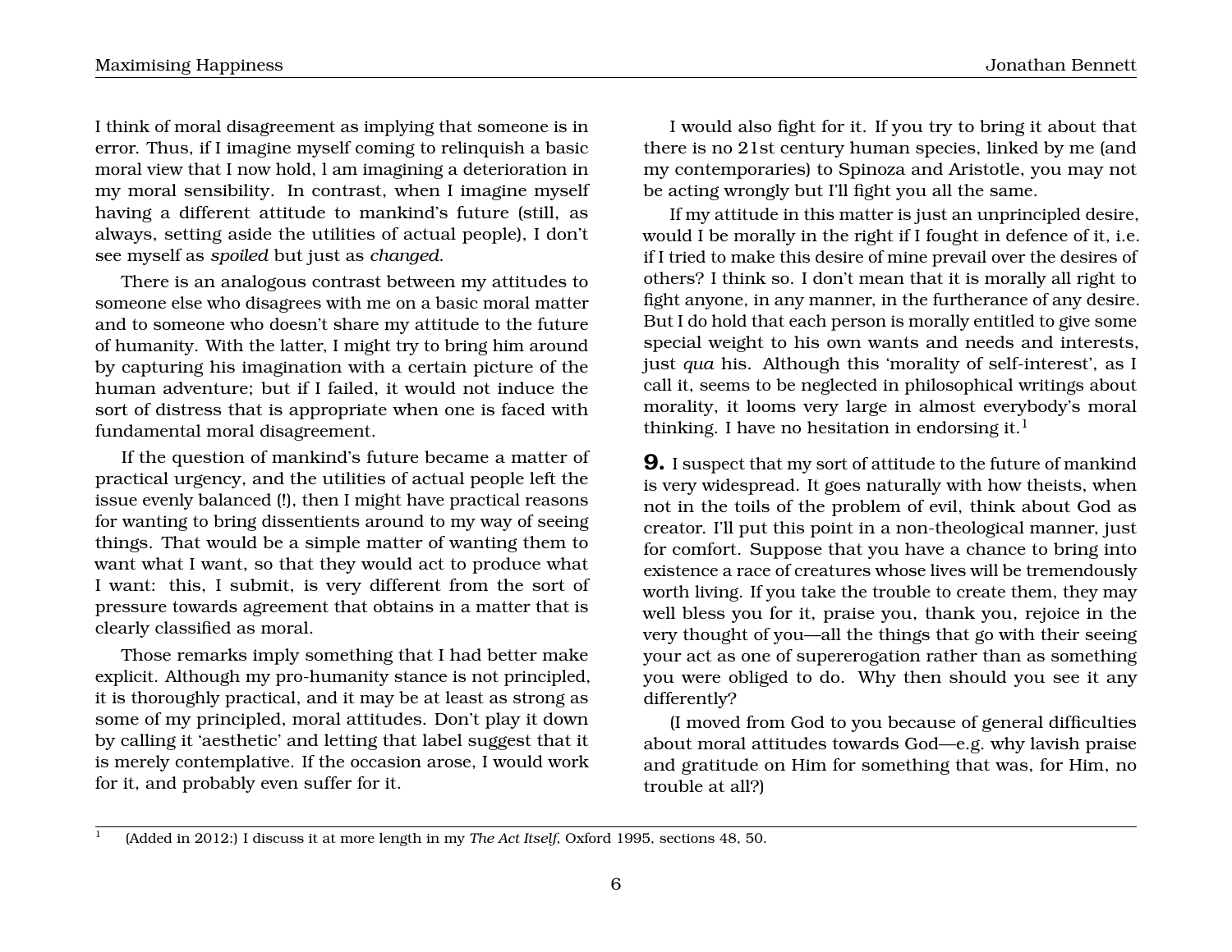I think of moral disagreement as implying that someone is in error. Thus, if I imagine myself coming to relinquish a basic moral view that I now hold, I am imagining a deterioration in my moral sensibility. In contrast, when I imagine myself having a different attitude to mankind's future (still, as always, setting aside the utilities of actual people), I don't see myself as *spoiled* but just as *changed*.

There is an analogous contrast between my attitudes to someone else who disagrees with me on a basic moral matter and to someone who doesn't share my attitude to the future of humanity. With the latter, I might try to bring him around by capturing his imagination with a certain picture of the human adventure; but if I failed, it would not induce the sort of distress that is appropriate when one is faced with fundamental moral disagreement.

If the question of mankind's future became a matter of practical urgency, and the utilities of actual people left the issue evenly balanced (!), then I might have practical reasons for wanting to bring dissentients around to my way of seeing things. That would be a simple matter of wanting them to want what I want, so that they would act to produce what I want: this, I submit, is very different from the sort of pressure towards agreement that obtains in a matter that is clearly classified as moral.

Those remarks imply something that I had better make explicit. Although my pro-humanity stance is not principled, it is thoroughly practical, and it may be at least as strong as some of my principled, moral attitudes. Don't play it down by calling it 'aesthetic' and letting that label suggest that it is merely contemplative. If the occasion arose, I would work for it, and probably even suffer for it.

I would also fight for it. If you try to bring it about that there is no 21st century human species, linked by me (and my contemporaries) to Spinoza and Aristotle, you may not be acting wrongly but I'll fight you all the same.

If my attitude in this matter is just an unprincipled desire, would I be morally in the right if I fought in defence of it, i.e. if I tried to make this desire of mine prevail over the desires of others? I think so. I don't mean that it is morally all right to fight anyone, in any manner, in the furtherance of any desire. But I do hold that each person is morally entitled to give some special weight to his own wants and needs and interests, just *qua* his. Although this 'morality of self-interest', as I call it, seems to be neglected in philosophical writings about morality, it looms very large in almost everybody's moral thinking. I have no hesitation in endorsing it.[1]

**9.** I suspect that my sort of attitude to the future of mankind is very widespread. It goes naturally with how theists, when not in the toils of the problem of evil, think about God as creator. I'll put this point in a non-theological manner, just for comfort. Suppose that you have a chance to bring into existence a race of creatures whose lives will be tremendously worth living. If you take the trouble to create them, they may well bless you for it, praise you, thank you, rejoice in the very thought of you—all the things that go with their seeing your act as one of supererogation rather than as something you were obliged to do. Why then should you see it any differently?

(I moved from God to you because of general difficulties about moral attitudes towards God—e.g. why lavish praise and gratitude on Him for something that was, for Him, no trouble at all?)

[1] (Added in 2012:) I discuss it at more length in my *The Act Itself*, Oxford 1995, sections 48, 50.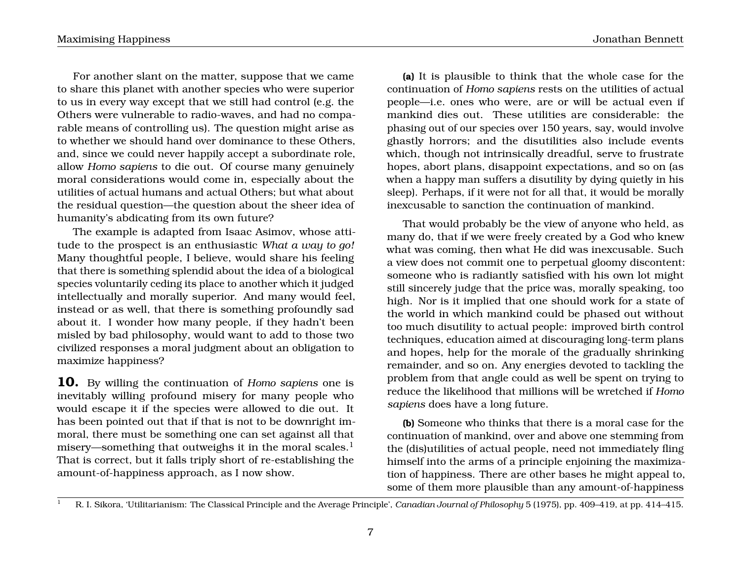For another slant on the matter, suppose that we came to share this planet with another species who were superior to us in every way except that we still had control (e.g. the Others were vulnerable to radio-waves, and had no comparable means of controlling us). The question might arise as to whether we should hand over dominance to these Others, and, since we could never happily accept a subordinate role, allow *Homo sapiens* to die out. Of course many genuinely moral considerations would come in, especially about the utilities of actual humans and actual Others; but what about the residual question—the question about the sheer idea of humanity's abdicating from its own future?

The example is adapted from Isaac Asimov, whose attitude to the prospect is an enthusiastic *What a way to go!* Many thoughtful people, I believe, would share his feeling that there is something splendid about the idea of a biological species voluntarily ceding its place to another which it judged intellectually and morally superior. And many would feel, instead or as well, that there is something profoundly sad about it. I wonder how many people, if they hadn't been misled by bad philosophy, would want to add to those two civilized responses a moral judgment about an obligation to maximize happiness?

**10.** By willing the continuation of *Homo sapiens* one is inevitably willing profound misery for many people who would escape it if the species were allowed to die out. It has been pointed out that if that is not to be downright immoral, there must be something one can set against all that misery—something that outweighs it in the moral scales.[1] That is correct, but it falls triply short of re-establishing the amount-of-happiness approach, as I now show.

**(a)** It is plausible to think that the whole case for the continuation of *Homo sapiens* rests on the utilities of actual people—i.e. ones who were, are or will be actual even if mankind dies out. These utilities are considerable: the phasing out of our species over 150 years, say, would involve ghastly horrors; and the disutilities also include events which, though not intrinsically dreadful, serve to frustrate hopes, abort plans, disappoint expectations, and so on (as when a happy man suffers a disutility by dying quietly in his sleep). Perhaps, if it were not for all that, it would be morally inexcusable to sanction the continuation of mankind.

That would probably be the view of anyone who held, as many do, that if we were freely created by a God who knew what was coming, then what He did was inexcusable. Such a view does not commit one to perpetual gloomy discontent: someone who is radiantly satisfied with his own lot might still sincerely judge that the price was, morally speaking, too high. Nor is it implied that one should work for a state of the world in which mankind could be phased out without too much disutility to actual people: improved birth control techniques, education aimed at discouraging long-term plans and hopes, help for the morale of the gradually shrinking remainder, and so on. Any energies devoted to tackling the problem from that angle could as well be spent on trying to reduce the likelihood that millions will be wretched if *Homo sapiens* does have a long future.

**(b)** Someone who thinks that there is a moral case for the continuation of mankind, over and above one stemming from the (dis)utilities of actual people, need not immediately fling himself into the arms of a principle enjoining the maximization of happiness. There are other bases he might appeal to, some of them more plausible than any amount-of-happiness

[1] R. I. Sikora, 'Utilitarianism: The Classical Principle and the Average Principle', *Canadian Journal of Philosophy* 5 (1975), pp. 409–419, at pp. 414–415.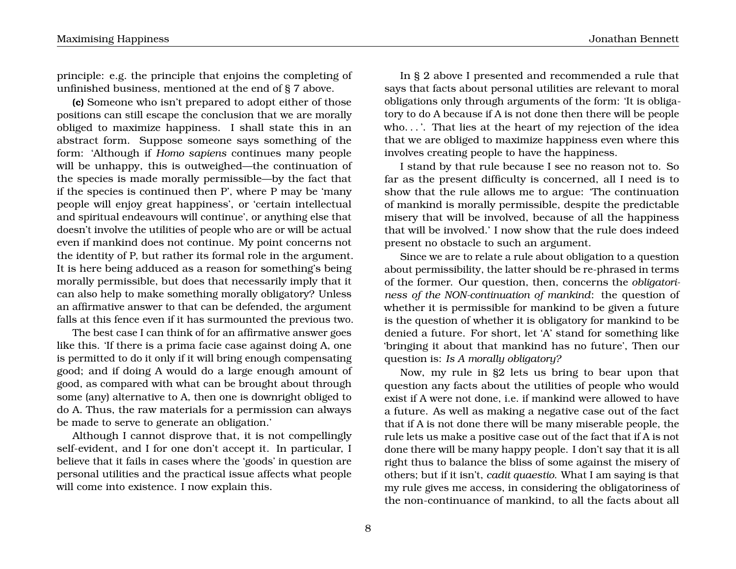principle: e.g. the principle that enjoins the completing of unfinished business, mentioned at the end of § 7 above.

**(c)** Someone who isn't prepared to adopt either of those positions can still escape the conclusion that we are morally obliged to maximize happiness. I shall state this in an abstract form. Suppose someone says something of the form: 'Although if *Homo sapiens* continues many people will be unhappy, this is outweighed—the continuation of the species is made morally permissible—by the fact that if the species is continued then P', where P may be 'many people will enjoy great happiness', or 'certain intellectual and spiritual endeavours will continue', or anything else that doesn't involve the utilities of people who are or will be actual even if mankind does not continue. My point concerns not the identity of P, but rather its formal role in the argument. It is here being adduced as a reason for something's being morally permissible, but does that necessarily imply that it can also help to make something morally obligatory? Unless an affirmative answer to that can be defended, the argument falls at this fence even if it has surmounted the previous two.

The best case I can think of for an affirmative answer goes like this. 'If there is a prima facie case against doing A, one is permitted to do it only if it will bring enough compensating good; and if doing A would do a large enough amount of good, as compared with what can be brought about through some (any) alternative to A, then one is downright obliged to do A. Thus, the raw materials for a permission can always be made to serve to generate an obligation.'

Although I cannot disprove that, it is not compellingly self-evident, and I for one don't accept it. In particular, I believe that it fails in cases where the 'goods' in question are personal utilities and the practical issue affects what people will come into existence. I now explain this.

In § 2 above I presented and recommended a rule that says that facts about personal utilities are relevant to moral obligations only through arguments of the form: 'It is obligatory to do A because if A is not done then there will be people who. . . '. That lies at the heart of my rejection of the idea that we are obliged to maximize happiness even where this involves creating people to have the happiness.

I stand by that rule because I see no reason not to. So far as the present difficulty is concerned, all I need is to show that the rule allows me to argue: 'The continuation of mankind is morally permissible, despite the predictable misery that will be involved, because of all the happiness that will be involved.' I now show that the rule does indeed present no obstacle to such an argument.

Since we are to relate a rule about obligation to a question about permissibility, the latter should be re-phrased in terms of the former. Our question, then, concerns the *obligatoriness of the NON-continuation of mankind*: the question of whether it is permissible for mankind to be given a future is the question of whether it is obligatory for mankind to be denied a future. For short, let 'A' stand for something like 'bringing it about that mankind has no future', Then our question is: *Is A morally obligatory?*

Now, my rule in §2 lets us bring to bear upon that question any facts about the utilities of people who would exist if A were not done, i.e. if mankind were allowed to have a future. As well as making a negative case out of the fact that if A is not done there will be many miserable people, the rule lets us make a positive case out of the fact that if A is not done there will be many happy people. I don't say that it is all right thus to balance the bliss of some against the misery of others; but if it isn't, *cadit quaestio*. What I am saying is that my rule gives me access, in considering the obligatoriness of the non-continuance of mankind, to all the facts about all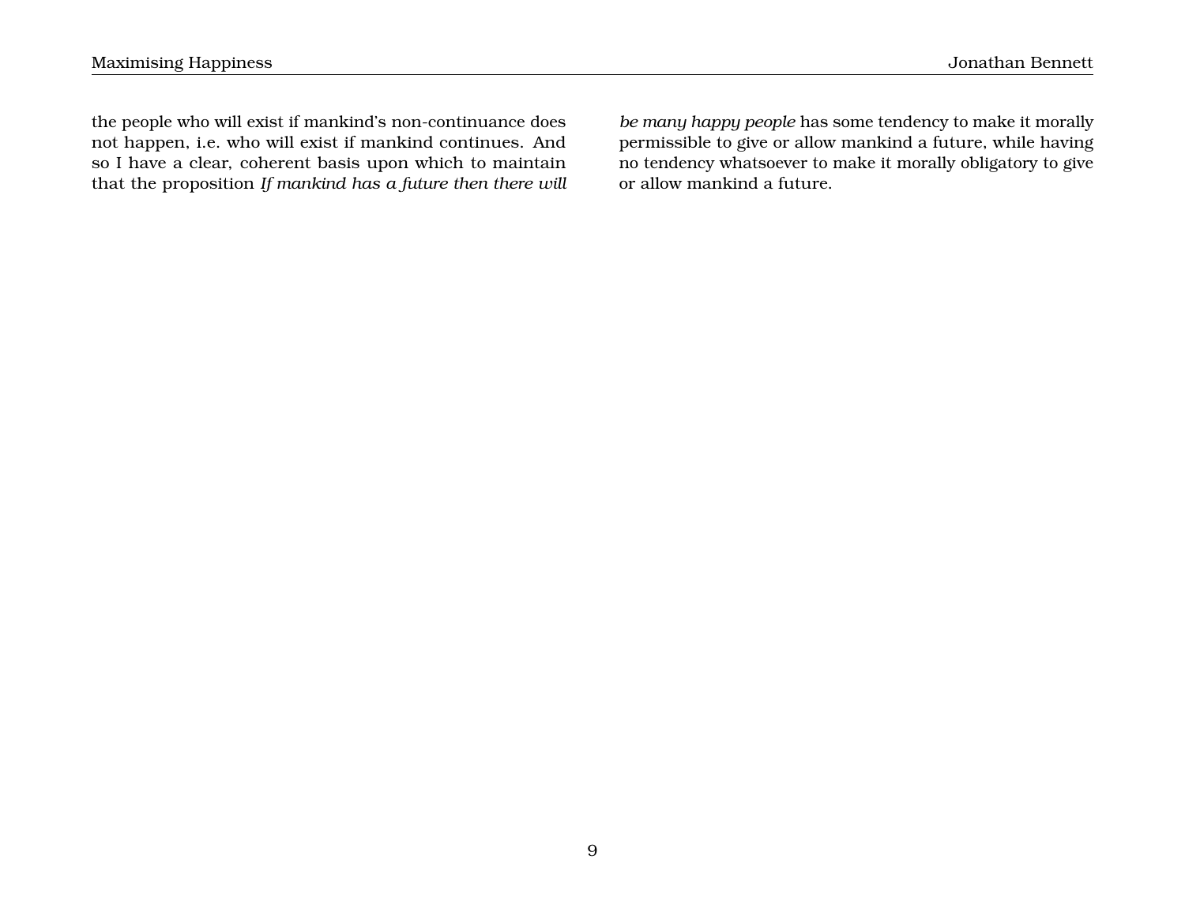the people who will exist if mankind's non-continuance does not happen, i.e. who will exist if mankind continues. And so I have a clear, coherent basis upon which to maintain that the proposition *If mankind has a future then there will be many happy people* has some tendency to make it morally permissible to give or allow mankind a future, while having no tendency whatsoever to make it morally obligatory to give or allow mankind a future.